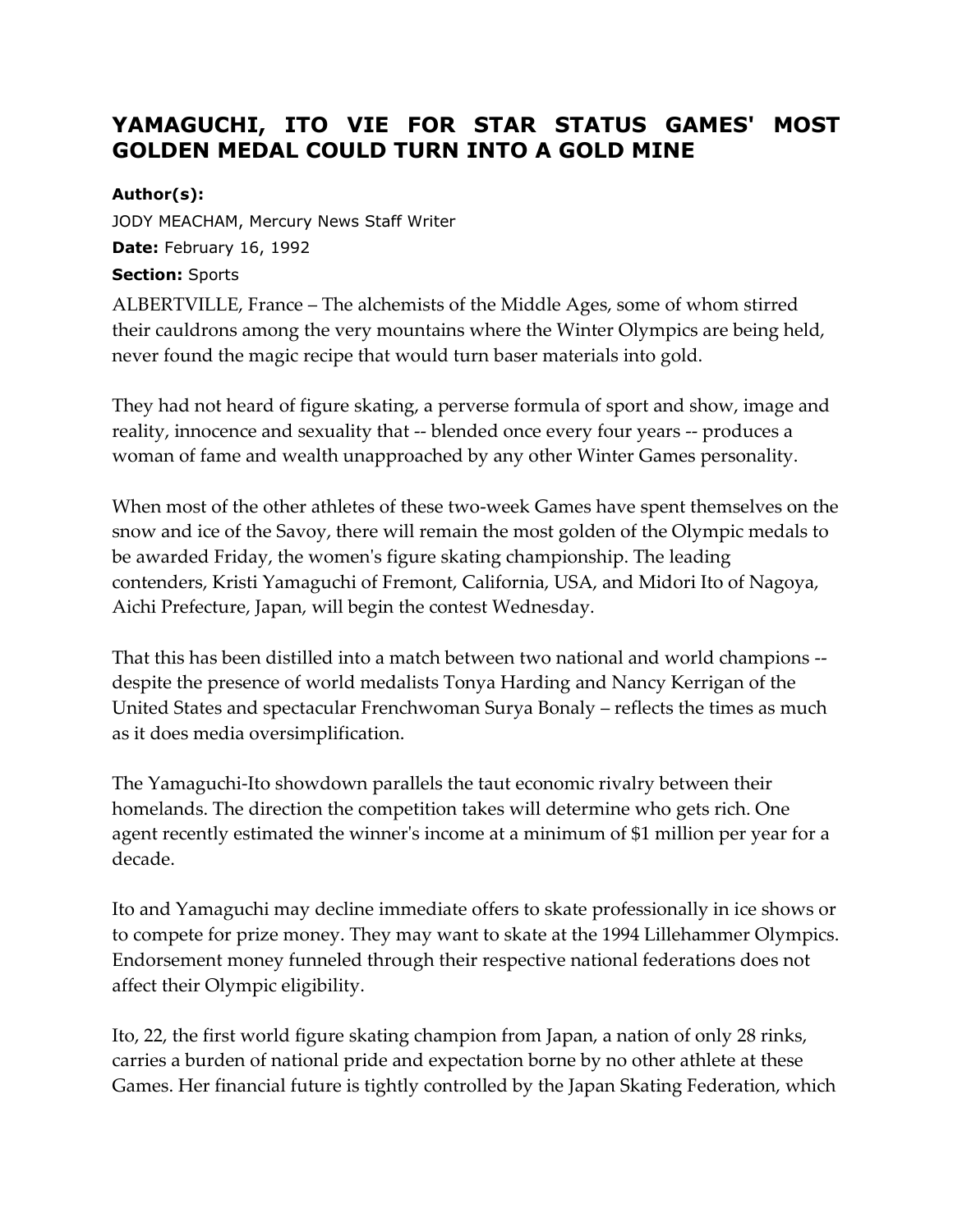# YAMAGUCHI, ITO VIE FOR STAR STATUS GAMES' MOST GOLDEN MEDAL COULD TURN INTO A GOLD MINE

**Author(s):**

JODY MEACHAM, Mercury News Staff Writer

**Date:** February 16, 1992

**Section:** Sports

ALBERTVILLE, France – The alchemists of the Middle Ages, some of whom stirred their cauldrons among the very mountains where the Winter Olympics are being held, never found the magic recipe that would turn baser materials into gold.

They had not heard of figure skating, a perverse formula of sport and show, image and reality, innocence and sexuality that -- blended once every four years -- produces a woman of fame and wealth unapproached by any other Winter Games personality.

When most of the other athletes of these two-week Games have spent themselves on the snow and ice of the Savoy, there will remain the most golden of the Olympic medals to be awarded Friday, the women's figure skating championship. The leading contenders, Kristi Yamaguchi of Fremont, California, USA, and Midori Ito of Nagoya, Aichi Prefecture, Japan, will begin the contest Wednesday.

That this has been distilled into a match between two national and world champions -- despite the presence of world medalists Tonya Harding and Nancy Kerrigan of the United States and spectacular Frenchwoman Surya Bonaly – reflects the times as much as it does media oversimplification.

The Yamaguchi-Ito showdown parallels the taut economic rivalry between their homelands. The direction the competition takes will determine who gets rich. One agent recently estimated the winner's income at a minimum of $1 million per year for a decade.

Ito and Yamaguchi may decline immediate offers to skate professionally in ice shows or to compete for prize money. They may want to skate at the 1994 Lillehammer Olympics. Endorsement money funneled through their respective national federations does not affect their Olympic eligibility.

Ito, 22, the first world figure skating champion from Japan, a nation of only 28 rinks, carries a burden of national pride and expectation borne by no other athlete at these Games. Her financial future is tightly controlled by the Japan Skating Federation, which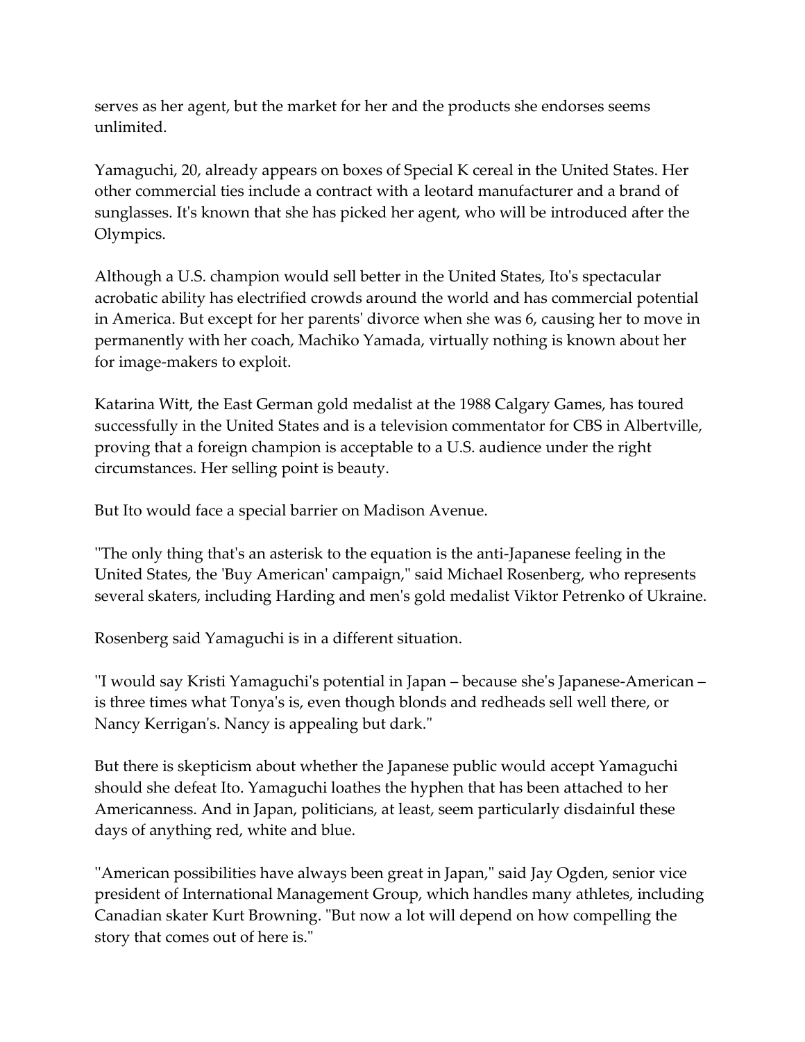serves as her agent, but the market for her and the products she endorses seems unlimited.

Yamaguchi, 20, already appears on boxes of Special K cereal in the United States. Her other commercial ties include a contract with a leotard manufacturer and a brand of sunglasses. It's known that she has picked her agent, who will be introduced after the Olympics.

Although a U.S. champion would sell better in the United States, Ito's spectacular acrobatic ability has electrified crowds around the world and has commercial potential in America. But except for her parents' divorce when she was 6, causing her to move in permanently with her coach, Machiko Yamada, virtually nothing is known about her for image-makers to exploit.

Katarina Witt, the East German gold medalist at the 1988 Calgary Games, has toured successfully in the United States and is a television commentator for CBS in Albertville, proving that a foreign champion is acceptable to a U.S. audience under the right circumstances. Her selling point is beauty.

But Ito would face a special barrier on Madison Avenue.

''The only thing that's an asterisk to the equation is the anti-Japanese feeling in the United States, the 'Buy American' campaign,'' said Michael Rosenberg, who represents several skaters, including Harding and men's gold medalist Viktor Petrenko of Ukraine.

Rosenberg said Yamaguchi is in a different situation.

''I would say Kristi Yamaguchi's potential in Japan – because she's Japanese-American – is three times what Tonya's is, even though blonds and redheads sell well there, or Nancy Kerrigan's. Nancy is appealing but dark.''

But there is skepticism about whether the Japanese public would accept Yamaguchi should she defeat Ito. Yamaguchi loathes the hyphen that has been attached to her Americanness. And in Japan, politicians, at least, seem particularly disdainful these days of anything red, white and blue.

''American possibilities have always been great in Japan,'' said Jay Ogden, senior vice president of International Management Group, which handles many athletes, including Canadian skater Kurt Browning. ''But now a lot will depend on how compelling the story that comes out of here is.''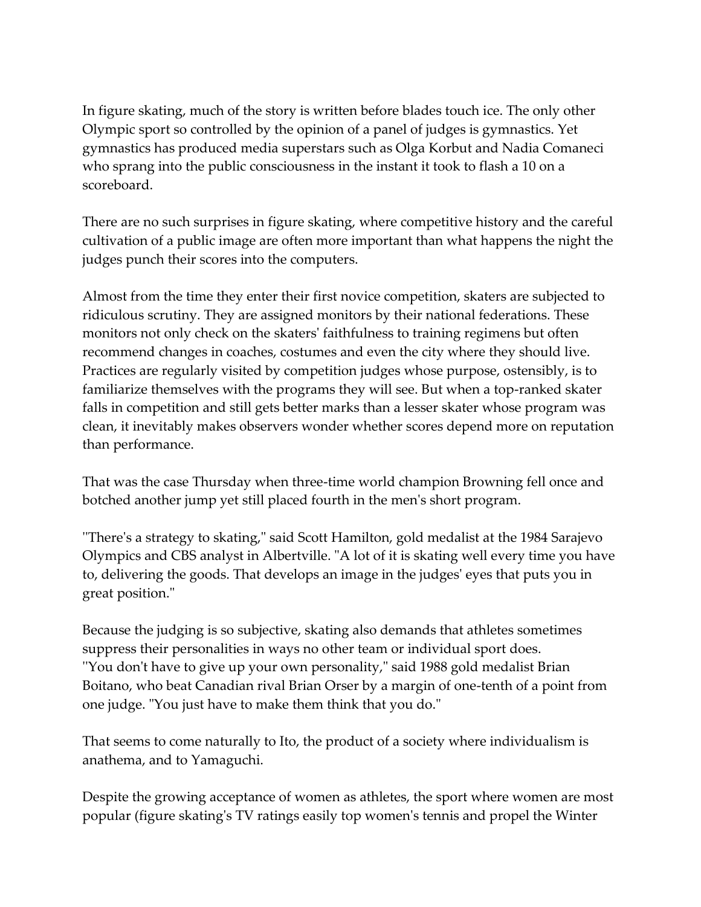In figure skating, much of the story is written before blades touch ice. The only other Olympic sport so controlled by the opinion of a panel of judges is gymnastics. Yet gymnastics has produced media superstars such as Olga Korbut and Nadia Comaneci who sprang into the public consciousness in the instant it took to flash a 10 on a scoreboard.

There are no such surprises in figure skating, where competitive history and the careful cultivation of a public image are often more important than what happens the night the judges punch their scores into the computers.

Almost from the time they enter their first novice competition, skaters are subjected to ridiculous scrutiny. They are assigned monitors by their national federations. These monitors not only check on the skaters' faithfulness to training regimens but often recommend changes in coaches, costumes and even the city where they should live. Practices are regularly visited by competition judges whose purpose, ostensibly, is to familiarize themselves with the programs they will see. But when a top-ranked skater falls in competition and still gets better marks than a lesser skater whose program was clean, it inevitably makes observers wonder whether scores depend more on reputation than performance.

That was the case Thursday when three-time world champion Browning fell once and botched another jump yet still placed fourth in the men's short program.

"There's a strategy to skating," said Scott Hamilton, gold medalist at the 1984 Sarajevo Olympics and CBS analyst in Albertville. "A lot of it is skating well every time you have to, delivering the goods. That develops an image in the judges' eyes that puts you in great position."

Because the judging is so subjective, skating also demands that athletes sometimes suppress their personalities in ways no other team or individual sport does.
"You don't have to give up your own personality," said 1988 gold medalist Brian Boitano, who beat Canadian rival Brian Orser by a margin of one-tenth of a point from one judge. "You just have to make them think that you do."

That seems to come naturally to Ito, the product of a society where individualism is anathema, and to Yamaguchi.

Despite the growing acceptance of women as athletes, the sport where women are most popular (figure skating's TV ratings easily top women's tennis and propel the Winter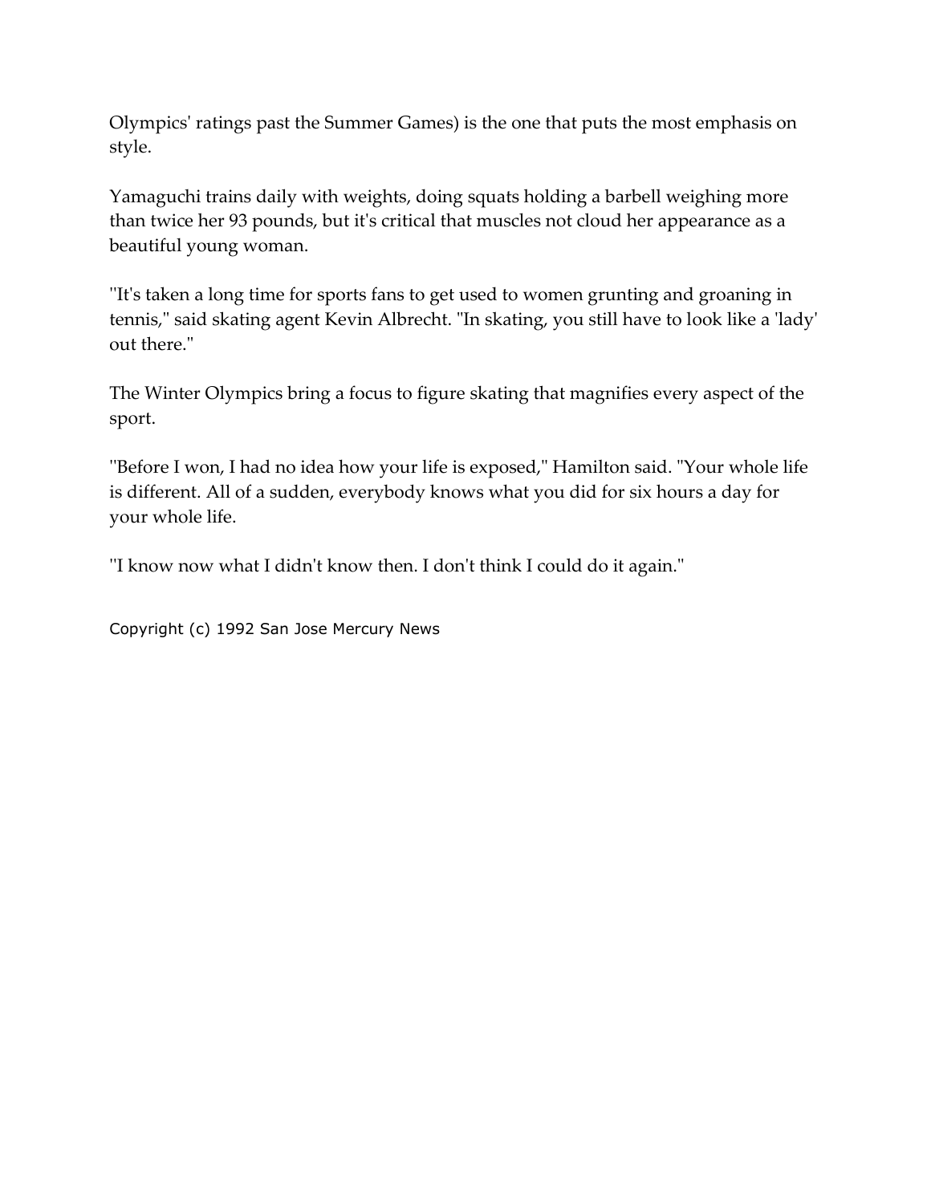Olympics' ratings past the Summer Games) is the one that puts the most emphasis on style.

Yamaguchi trains daily with weights, doing squats holding a barbell weighing more than twice her 93 pounds, but it's critical that muscles not cloud her appearance as a beautiful young woman.

''It's taken a long time for sports fans to get used to women grunting and groaning in tennis,'' said skating agent Kevin Albrecht. ''In skating, you still have to look like a 'lady' out there.''

The Winter Olympics bring a focus to figure skating that magnifies every aspect of the sport.

''Before I won, I had no idea how your life is exposed,'' Hamilton said. ''Your whole life is different. All of a sudden, everybody knows what you did for six hours a day for your whole life.

''I know now what I didn't know then. I don't think I could do it again.''

Copyright (c) 1992 San Jose Mercury News